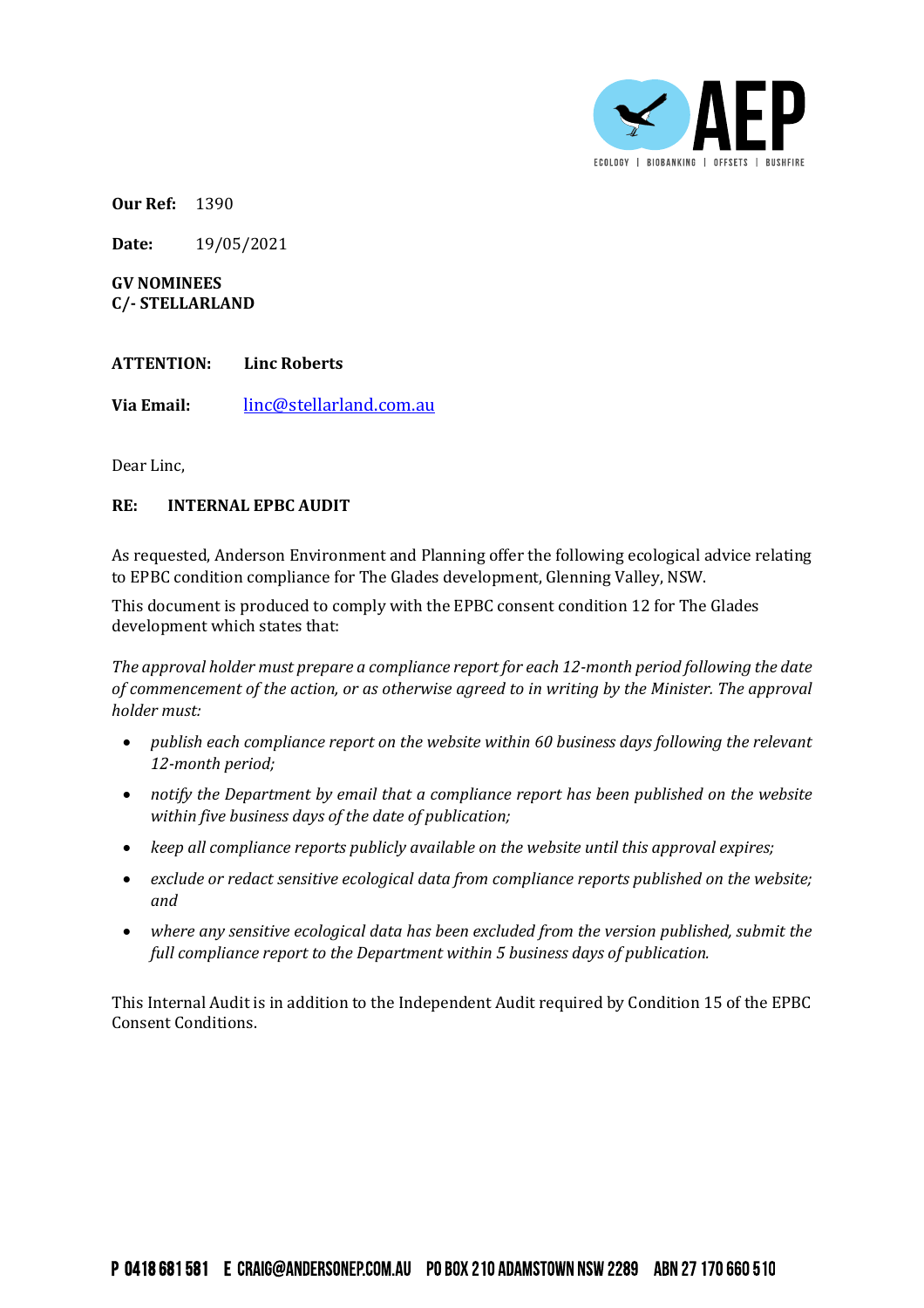**Our Ref:** 1390

**Date:** 19/05/2021

**GV NOMINEES**
**C/- STELLARLAND**

**ATTENTION:** **Linc Roberts**

**Via Email:** linc@stellarland.com.au

Dear Linc,

**RE: INTERNAL EPBC AUDIT**

As requested, Anderson Environment and Planning offer the following ecological advice relating to EPBC condition compliance for The Glades development, Glenning Valley, NSW.

This document is produced to comply with the EPBC consent condition 12 for The Glades development which states that:

*The approval holder must prepare a compliance report for each 12-month period following the date of commencement of the action, or as otherwise agreed to in writing by the Minister. The approval holder must:*

- *publish each compliance report on the website within 60 business days following the relevant 12-month period;*
- *notify the Department by email that a compliance report has been published on the website within five business days of the date of publication;*
- *keep all compliance reports publicly available on the website until this approval expires;*
- *exclude or redact sensitive ecological data from compliance reports published on the website; and*
- *where any sensitive ecological data has been excluded from the version published, submit the full compliance report to the Department within 5 business days of publication.*

This Internal Audit is in addition to the Independent Audit required by Condition 15 of the EPBC Consent Conditions.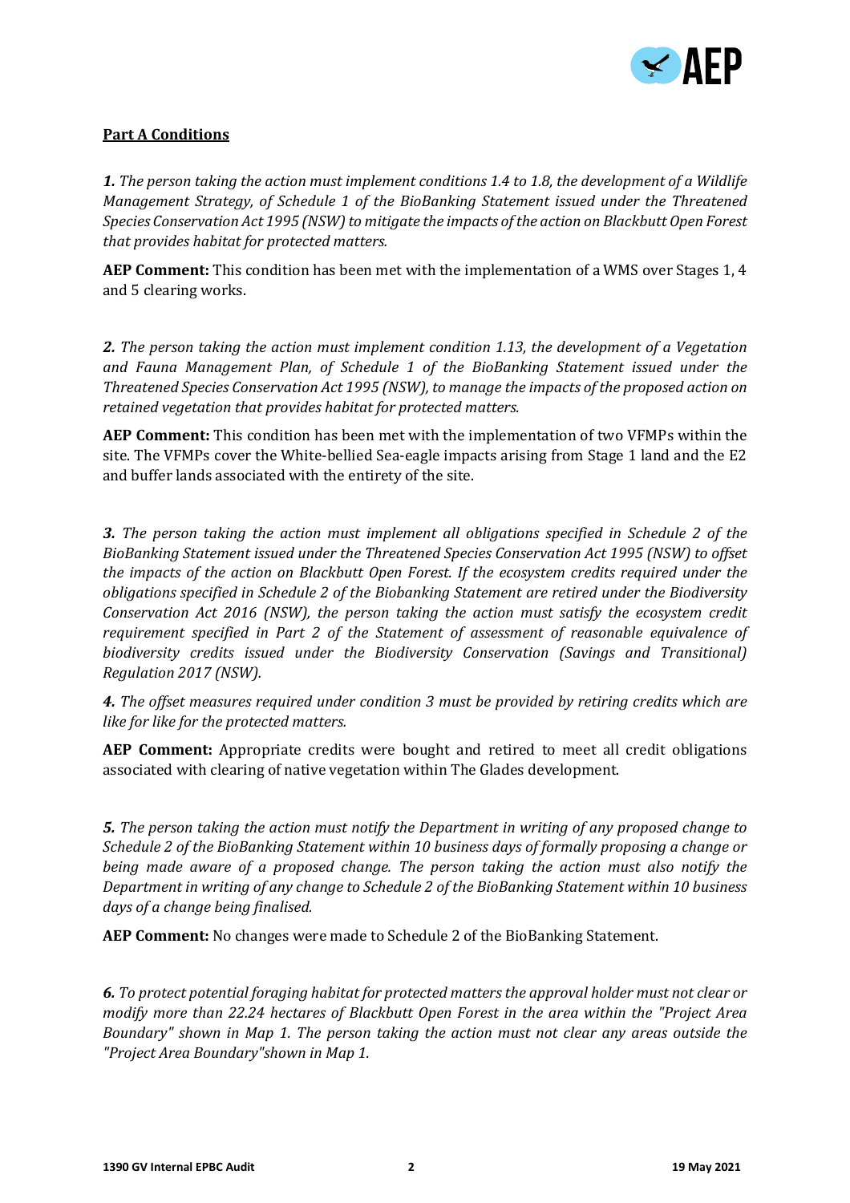**Part A Conditions**

***1.*** *The person taking the action must implement conditions 1.4 to 1.8, the development of a Wildlife Management Strategy, of Schedule 1 of the BioBanking Statement issued under the Threatened Species Conservation Act 1995 (NSW) to mitigate the impacts of the action on Blackbutt Open Forest that provides habitat for protected matters.*

**AEP Comment:** This condition has been met with the implementation of a WMS over Stages 1, 4 and 5 clearing works.

***2.*** *The person taking the action must implement condition 1.13, the development of a Vegetation and Fauna Management Plan, of Schedule 1 of the BioBanking Statement issued under the Threatened Species Conservation Act 1995 (NSW), to manage the impacts of the proposed action on retained vegetation that provides habitat for protected matters.*

**AEP Comment:** This condition has been met with the implementation of two VFMPs within the site. The VFMPs cover the White-bellied Sea-eagle impacts arising from Stage 1 land and the E2 and buffer lands associated with the entirety of the site.

***3.*** *The person taking the action must implement all obligations specified in Schedule 2 of the BioBanking Statement issued under the Threatened Species Conservation Act 1995 (NSW) to offset the impacts of the action on Blackbutt Open Forest. If the ecosystem credits required under the obligations specified in Schedule 2 of the Biobanking Statement are retired under the Biodiversity Conservation Act 2016 (NSW), the person taking the action must satisfy the ecosystem credit requirement specified in Part 2 of the Statement of assessment of reasonable equivalence of biodiversity credits issued under the Biodiversity Conservation (Savings and Transitional) Regulation 2017 (NSW).*

***4.*** *The offset measures required under condition 3 must be provided by retiring credits which are like for like for the protected matters.*

**AEP Comment:** Appropriate credits were bought and retired to meet all credit obligations associated with clearing of native vegetation within The Glades development.

***5.*** *The person taking the action must notify the Department in writing of any proposed change to Schedule 2 of the BioBanking Statement within 10 business days of formally proposing a change or being made aware of a proposed change. The person taking the action must also notify the Department in writing of any change to Schedule 2 of the BioBanking Statement within 10 business days of a change being finalised.*

**AEP Comment:** No changes were made to Schedule 2 of the BioBanking Statement.

***6.*** *To protect potential foraging habitat for protected matters the approval holder must not clear or modify more than 22.24 hectares of Blackbutt Open Forest in the area within the "Project Area Boundary" shown in Map 1. The person taking the action must not clear any areas outside the "Project Area Boundary"shown in Map 1.*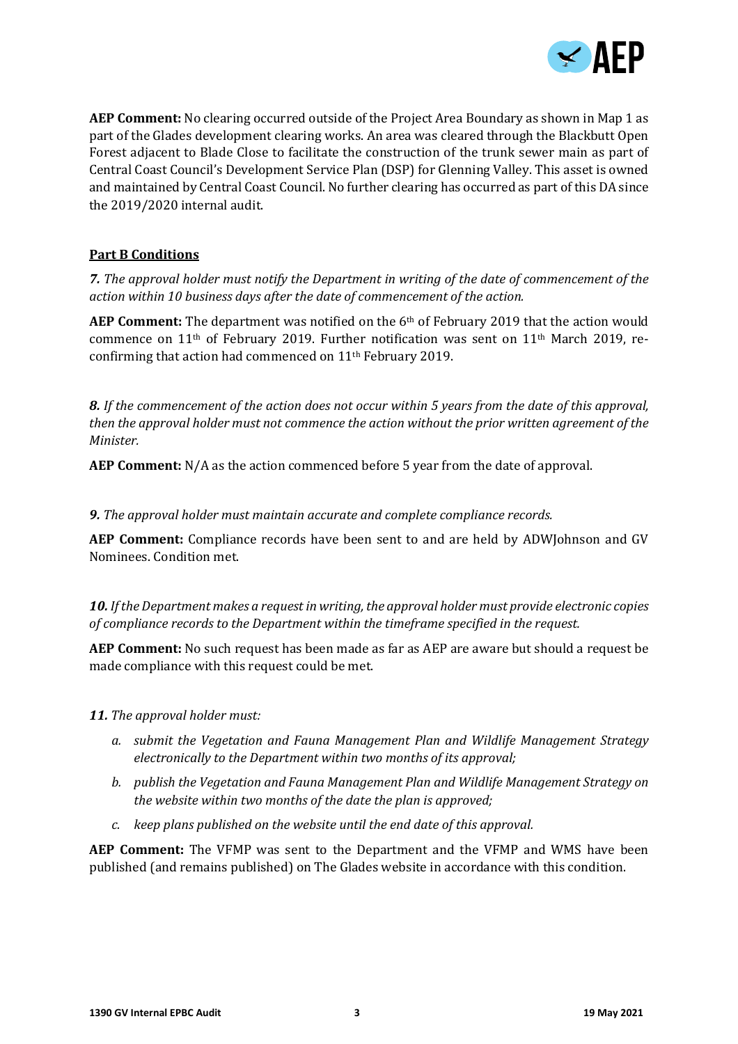**AEP Comment:** No clearing occurred outside of the Project Area Boundary as shown in Map 1 as part of the Glades development clearing works. An area was cleared through the Blackbutt Open Forest adjacent to Blade Close to facilitate the construction of the trunk sewer main as part of Central Coast Council's Development Service Plan (DSP) for Glenning Valley. This asset is owned and maintained by Central Coast Council. No further clearing has occurred as part of this DA since the 2019/2020 internal audit.

**Part B Conditions**

***7.*** *The approval holder must notify the Department in writing of the date of commencement of the action within 10 business days after the date of commencement of the action.*

**AEP Comment:** The department was notified on the 6th of February 2019 that the action would commence on 11th of February 2019. Further notification was sent on 11th March 2019, re-confirming that action had commenced on 11th February 2019.

***8.*** *If the commencement of the action does not occur within 5 years from the date of this approval, then the approval holder must not commence the action without the prior written agreement of the Minister.*

**AEP Comment:** N/A as the action commenced before 5 year from the date of approval.

***9.*** *The approval holder must maintain accurate and complete compliance records.*

**AEP Comment:** Compliance records have been sent to and are held by ADWJohnson and GV Nominees. Condition met.

***10.*** *If the Department makes a request in writing, the approval holder must provide electronic copies of compliance records to the Department within the timeframe specified in the request.*

**AEP Comment:** No such request has been made as far as AEP are aware but should a request be made compliance with this request could be met.

***11.*** *The approval holder must:*

- *a. submit the Vegetation and Fauna Management Plan and Wildlife Management Strategy electronically to the Department within two months of its approval;*
- *b. publish the Vegetation and Fauna Management Plan and Wildlife Management Strategy on the website within two months of the date the plan is approved;*
- *c. keep plans published on the website until the end date of this approval.*

**AEP Comment:** The VFMP was sent to the Department and the VFMP and WMS have been published (and remains published) on The Glades website in accordance with this condition.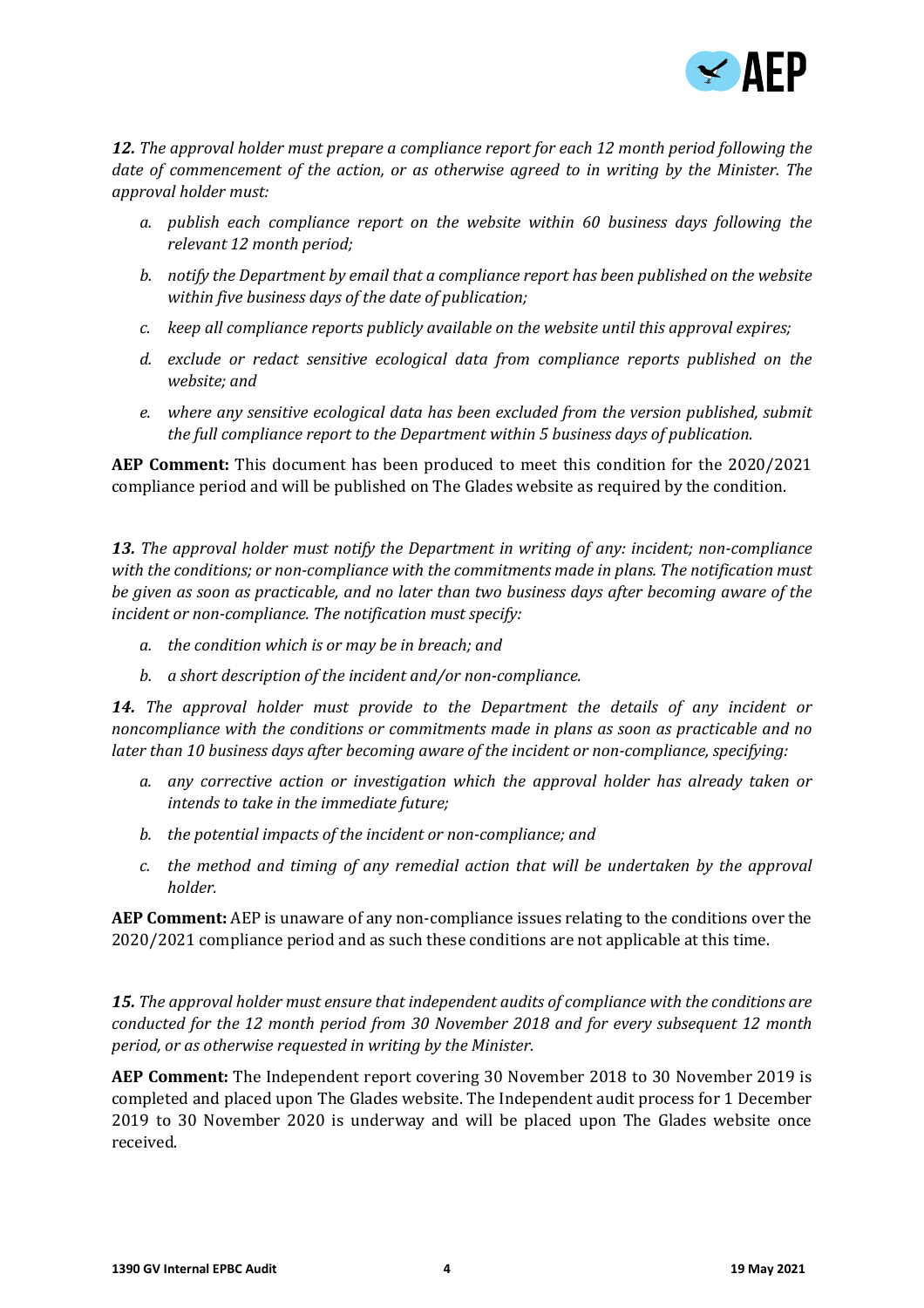***12.*** *The approval holder must prepare a compliance report for each 12 month period following the date of commencement of the action, or as otherwise agreed to in writing by the Minister. The approval holder must:*

*a. publish each compliance report on the website within 60 business days following the relevant 12 month period;*

*b. notify the Department by email that a compliance report has been published on the website within five business days of the date of publication;*

*c. keep all compliance reports publicly available on the website until this approval expires;*

*d. exclude or redact sensitive ecological data from compliance reports published on the website; and*

*e. where any sensitive ecological data has been excluded from the version published, submit the full compliance report to the Department within 5 business days of publication.*

**AEP Comment:** This document has been produced to meet this condition for the 2020/2021 compliance period and will be published on The Glades website as required by the condition.

***13.*** *The approval holder must notify the Department in writing of any: incident; non-compliance with the conditions; or non-compliance with the commitments made in plans. The notification must be given as soon as practicable, and no later than two business days after becoming aware of the incident or non-compliance. The notification must specify:*

*a. the condition which is or may be in breach; and*

*b. a short description of the incident and/or non-compliance.*

***14.*** *The approval holder must provide to the Department the details of any incident or noncompliance with the conditions or commitments made in plans as soon as practicable and no later than 10 business days after becoming aware of the incident or non-compliance, specifying:*

*a. any corrective action or investigation which the approval holder has already taken or intends to take in the immediate future;*

*b. the potential impacts of the incident or non-compliance; and*

*c. the method and timing of any remedial action that will be undertaken by the approval holder.*

**AEP Comment:** AEP is unaware of any non-compliance issues relating to the conditions over the 2020/2021 compliance period and as such these conditions are not applicable at this time.

***15.*** *The approval holder must ensure that independent audits of compliance with the conditions are conducted for the 12 month period from 30 November 2018 and for every subsequent 12 month period, or as otherwise requested in writing by the Minister.*

**AEP Comment:** The Independent report covering 30 November 2018 to 30 November 2019 is completed and placed upon The Glades website. The Independent audit process for 1 December 2019 to 30 November 2020 is underway and will be placed upon The Glades website once received.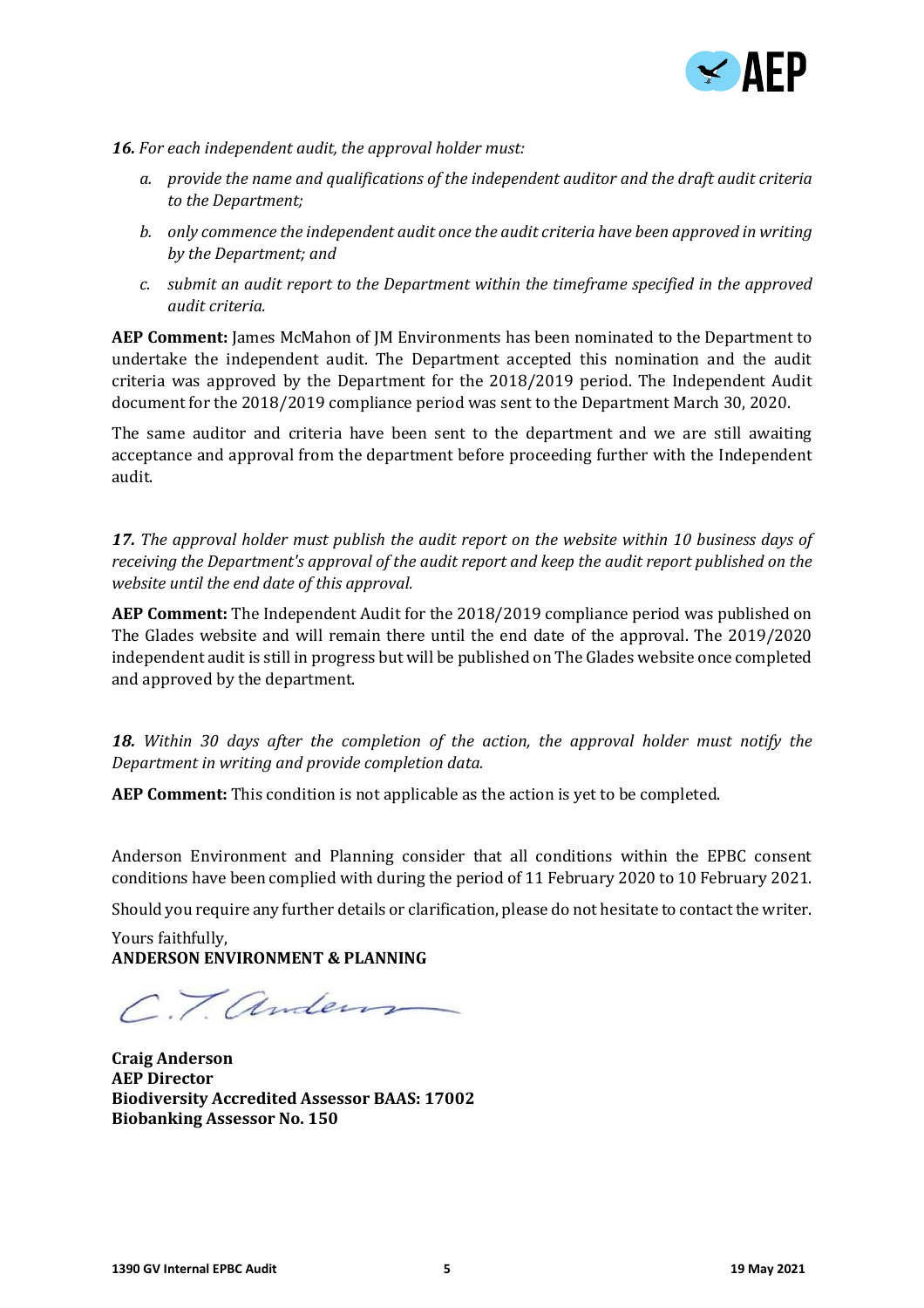***16.*** *For each independent audit, the approval holder must:*

a. *provide the name and qualifications of the independent auditor and the draft audit criteria to the Department;*

b. *only commence the independent audit once the audit criteria have been approved in writing by the Department; and*

c. *submit an audit report to the Department within the timeframe specified in the approved audit criteria.*

**AEP Comment:** James McMahon of JM Environments has been nominated to the Department to undertake the independent audit. The Department accepted this nomination and the audit criteria was approved by the Department for the 2018/2019 period. The Independent Audit document for the 2018/2019 compliance period was sent to the Department March 30, 2020.

The same auditor and criteria have been sent to the department and we are still awaiting acceptance and approval from the department before proceeding further with the Independent audit.

***17.*** *The approval holder must publish the audit report on the website within 10 business days of receiving the Department's approval of the audit report and keep the audit report published on the website until the end date of this approval.*

**AEP Comment:** The Independent Audit for the 2018/2019 compliance period was published on The Glades website and will remain there until the end date of the approval. The 2019/2020 independent audit is still in progress but will be published on The Glades website once completed and approved by the department.

***18.*** *Within 30 days after the completion of the action, the approval holder must notify the Department in writing and provide completion data.*

**AEP Comment:** This condition is not applicable as the action is yet to be completed.

Anderson Environment and Planning consider that all conditions within the EPBC consent conditions have been complied with during the period of 11 February 2020 to 10 February 2021.

Should you require any further details or clarification, please do not hesitate to contact the writer.

Yours faithfully,
**ANDERSON ENVIRONMENT & PLANNING**

C.T. Anderson

**Craig Anderson**
**AEP Director**
**Biodiversity Accredited Assessor BAAS: 17002**
**Biobanking Assessor No. 150**